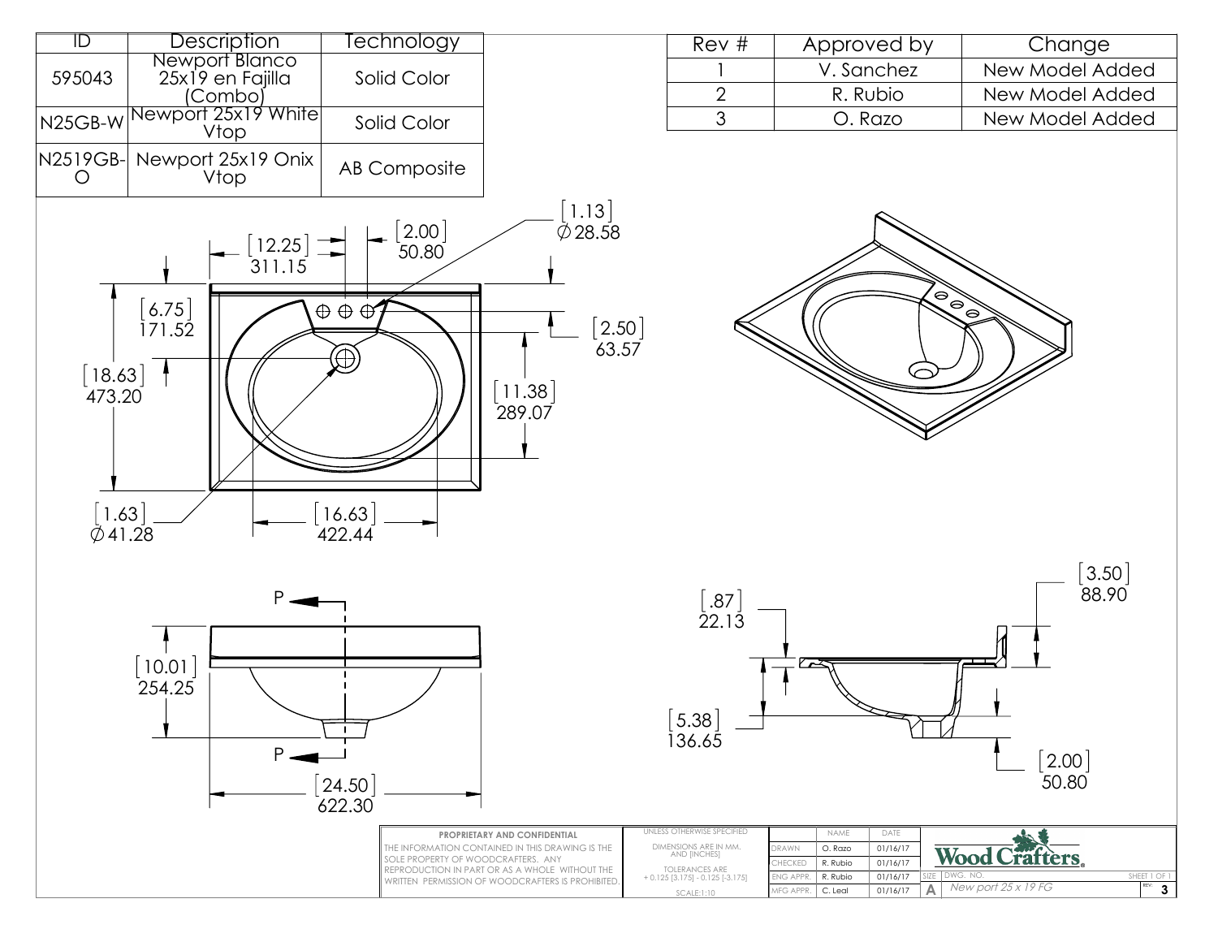| ID | Description | Technology |
|---|---|---|
| 595043 | Newport Blanco 25x19 en Fajilla (Combo) | Solid Color |
| N25GB-W | Newport 25x19 White Vtop | Solid Color |
| N2519GB-O | Newport 25x19 Onix Vtop | AB Composite |

| Rev # | Approved by | Change |
|---|---|---|
| 1 | V. Sanchez | New Model Added |
| 2 | R. Rubio | New Model Added |
| 3 | O. Razo | New Model Added |

[12.25] 311.15

[2.00] 50.80

[1.13] ∅28.58

[6.75] 171.52

[18.63] 473.20

[2.50] 63.57

[11.38] 289.07

[1.63] ∅41.28

[16.63] 422.44

P

[10.01] 254.25

P

[24.50] 622.30

[.87] 22.13

[5.38] 136.65

[3.50] 88.90

[2.00] 50.80

**PROPRIETARY AND CONFIDENTIAL**

THE INFORMATION CONTAINED IN THIS DRAWING IS THE SOLE PROPERTY OF WOODCRAFTERS. ANY REPRODUCTION IN PART OR AS A WHOLE WITHOUT THE WRITTEN PERMISSION OF WOODCRAFTERS IS PROHIBITED.

UNLESS OTHERWISE SPECIFIED

DIMENSIONS ARE IN MM. AND [INCHES]

TOLERANCES ARE + 0.125 [3.175] - 0.125 [-3.175]

SCALE:1:10

| | NAME | DATE |
|---|---|---|
| DRAWN | O. Razo | 01/16/17 |
| CHECKED | R. Rubio | 01/16/17 |
| ENG APPR. | R. Rubio | 01/16/17 |
| MFG APPR. | C. Leal | 01/16/17 |

Wood Crafters®

SIZE: A | DWG. NO.: New port 25 x 19 FG | REV: 3 | SHEET 1 OF 1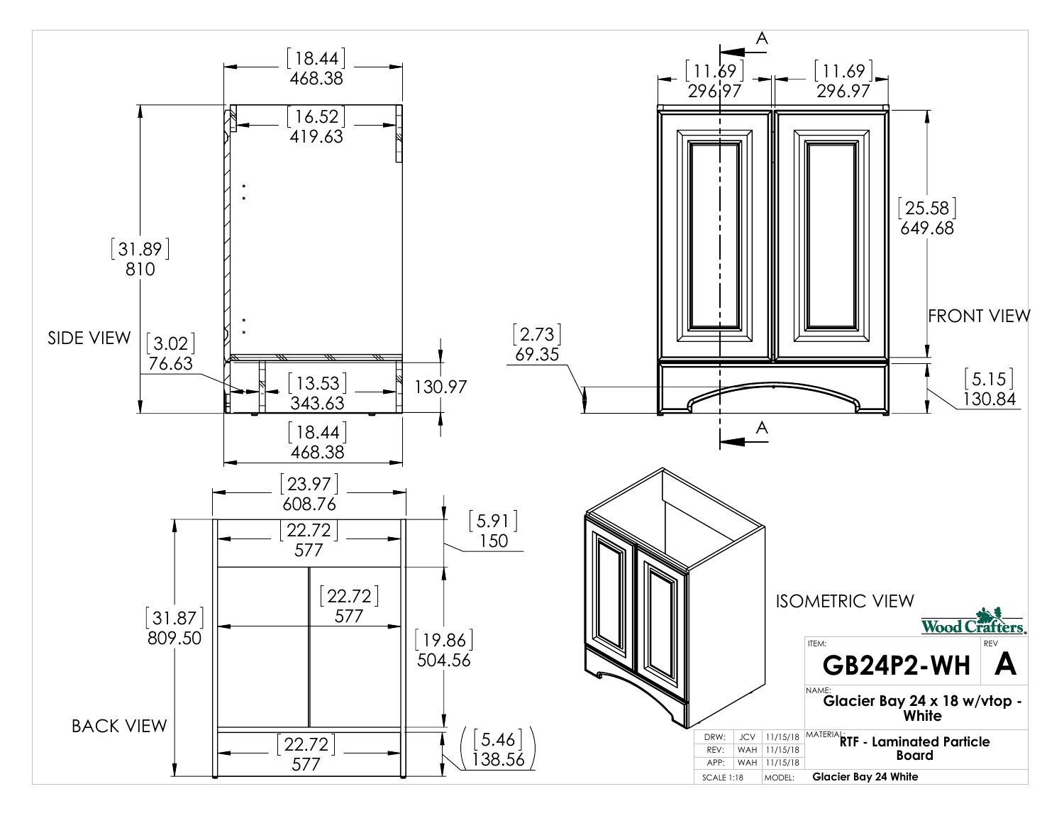SIDE VIEW

[18.44]
468.38

[16.52]
419.63

[31.89]
810

[3.02]
76.63

[13.53]
343.63

130.97

[18.44]
468.38

FRONT VIEW

A

[11.69]
296.97

[11.69]
296.97

[25.58]
649.68

[2.73]
69.35

[5.15]
130.84

A

BACK VIEW

[23.97]
608.76

[22.72]
577

[5.91]
150

[22.72]
577

[31.87]
809.50

[19.86]
504.56

[22.72]
577

([5.46]
138.56)

ISOMETRIC VIEW

WoodCrafters.

| | | | | |
|---|---|---|---|---|
| | | | ITEM: **GB24P2-WH** | REV **A** |
| | | | NAME: **Glacier Bay 24 x 18 w/vtop - White** | |
| DRW: | JCV | 11/15/18 | MATERIAL: **RTF - Laminated Particle Board** | |
| REV: | WAH | 11/15/18 | | |
| APP: | WAH | 11/15/18 | | |
| SCALE 1:18 | | MODEL: | **Glacier Bay 24 White** | |